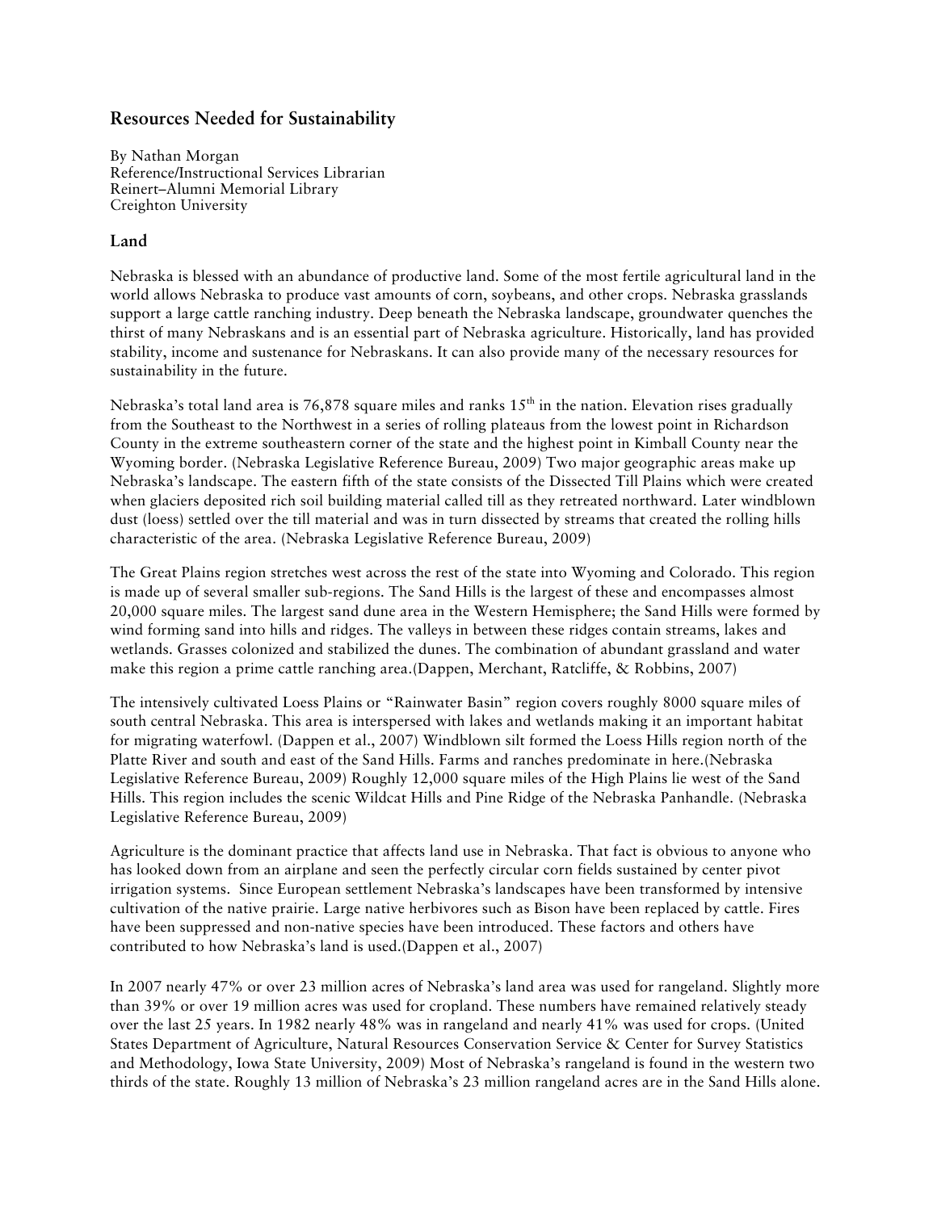# Resources Needed for Sustainability

By Nathan Morgan
Reference/Instructional Services Librarian
Reinert–Alumni Memorial Library
Creighton University

## Land

Nebraska is blessed with an abundance of productive land. Some of the most fertile agricultural land in the world allows Nebraska to produce vast amounts of corn, soybeans, and other crops. Nebraska grasslands support a large cattle ranching industry. Deep beneath the Nebraska landscape, groundwater quenches the thirst of many Nebraskans and is an essential part of Nebraska agriculture. Historically, land has provided stability, income and sustenance for Nebraskans. It can also provide many of the necessary resources for sustainability in the future.

Nebraska's total land area is 76,878 square miles and ranks 15th in the nation. Elevation rises gradually from the Southeast to the Northwest in a series of rolling plateaus from the lowest point in Richardson County in the extreme southeastern corner of the state and the highest point in Kimball County near the Wyoming border. (Nebraska Legislative Reference Bureau, 2009) Two major geographic areas make up Nebraska's landscape. The eastern fifth of the state consists of the Dissected Till Plains which were created when glaciers deposited rich soil building material called till as they retreated northward. Later windblown dust (loess) settled over the till material and was in turn dissected by streams that created the rolling hills characteristic of the area. (Nebraska Legislative Reference Bureau, 2009)

The Great Plains region stretches west across the rest of the state into Wyoming and Colorado. This region is made up of several smaller sub-regions. The Sand Hills is the largest of these and encompasses almost 20,000 square miles. The largest sand dune area in the Western Hemisphere; the Sand Hills were formed by wind forming sand into hills and ridges. The valleys in between these ridges contain streams, lakes and wetlands. Grasses colonized and stabilized the dunes. The combination of abundant grassland and water make this region a prime cattle ranching area.(Dappen, Merchant, Ratcliffe, & Robbins, 2007)

The intensively cultivated Loess Plains or "Rainwater Basin" region covers roughly 8000 square miles of south central Nebraska. This area is interspersed with lakes and wetlands making it an important habitat for migrating waterfowl. (Dappen et al., 2007) Windblown silt formed the Loess Hills region north of the Platte River and south and east of the Sand Hills. Farms and ranches predominate in here.(Nebraska Legislative Reference Bureau, 2009) Roughly 12,000 square miles of the High Plains lie west of the Sand Hills. This region includes the scenic Wildcat Hills and Pine Ridge of the Nebraska Panhandle. (Nebraska Legislative Reference Bureau, 2009)

Agriculture is the dominant practice that affects land use in Nebraska. That fact is obvious to anyone who has looked down from an airplane and seen the perfectly circular corn fields sustained by center pivot irrigation systems. Since European settlement Nebraska's landscapes have been transformed by intensive cultivation of the native prairie. Large native herbivores such as Bison have been replaced by cattle. Fires have been suppressed and non-native species have been introduced. These factors and others have contributed to how Nebraska's land is used.(Dappen et al., 2007)

In 2007 nearly 47% or over 23 million acres of Nebraska's land area was used for rangeland. Slightly more than 39% or over 19 million acres was used for cropland. These numbers have remained relatively steady over the last 25 years. In 1982 nearly 48% was in rangeland and nearly 41% was used for crops. (United States Department of Agriculture, Natural Resources Conservation Service & Center for Survey Statistics and Methodology, Iowa State University, 2009) Most of Nebraska's rangeland is found in the western two thirds of the state. Roughly 13 million of Nebraska's 23 million rangeland acres are in the Sand Hills alone.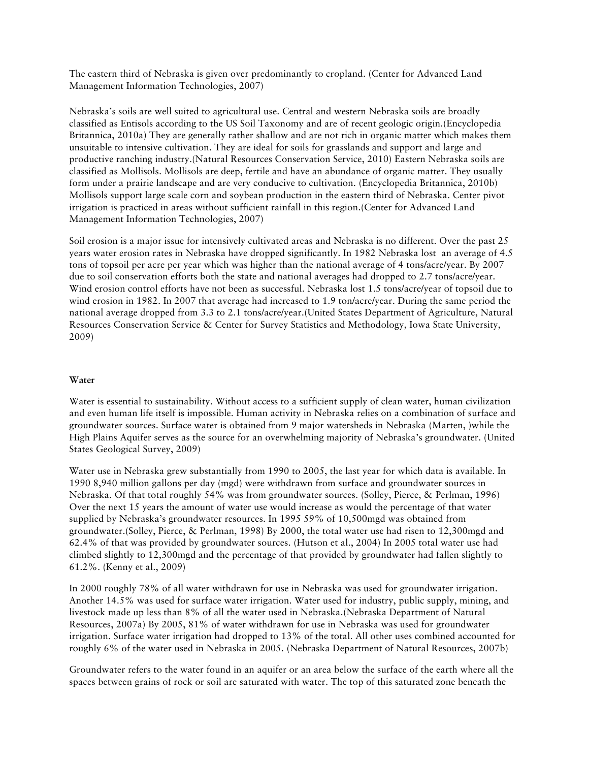The eastern third of Nebraska is given over predominantly to cropland. (Center for Advanced Land Management Information Technologies, 2007)

Nebraska's soils are well suited to agricultural use. Central and western Nebraska soils are broadly classified as Entisols according to the US Soil Taxonomy and are of recent geologic origin.(Encyclopedia Britannica, 2010a) They are generally rather shallow and are not rich in organic matter which makes them unsuitable to intensive cultivation. They are ideal for soils for grasslands and support and large and productive ranching industry.(Natural Resources Conservation Service, 2010) Eastern Nebraska soils are classified as Mollisols. Mollisols are deep, fertile and have an abundance of organic matter. They usually form under a prairie landscape and are very conducive to cultivation. (Encyclopedia Britannica, 2010b) Mollisols support large scale corn and soybean production in the eastern third of Nebraska. Center pivot irrigation is practiced in areas without sufficient rainfall in this region.(Center for Advanced Land Management Information Technologies, 2007)

Soil erosion is a major issue for intensively cultivated areas and Nebraska is no different. Over the past 25 years water erosion rates in Nebraska have dropped significantly. In 1982 Nebraska lost an average of 4.5 tons of topsoil per acre per year which was higher than the national average of 4 tons/acre/year. By 2007 due to soil conservation efforts both the state and national averages had dropped to 2.7 tons/acre/year. Wind erosion control efforts have not been as successful. Nebraska lost 1.5 tons/acre/year of topsoil due to wind erosion in 1982. In 2007 that average had increased to 1.9 ton/acre/year. During the same period the national average dropped from 3.3 to 2.1 tons/acre/year.(United States Department of Agriculture, Natural Resources Conservation Service & Center for Survey Statistics and Methodology, Iowa State University, 2009)

## Water

Water is essential to sustainability. Without access to a sufficient supply of clean water, human civilization and even human life itself is impossible. Human activity in Nebraska relies on a combination of surface and groundwater sources. Surface water is obtained from 9 major watersheds in Nebraska (Marten, )while the High Plains Aquifer serves as the source for an overwhelming majority of Nebraska's groundwater. (United States Geological Survey, 2009)

Water use in Nebraska grew substantially from 1990 to 2005, the last year for which data is available. In 1990 8,940 million gallons per day (mgd) were withdrawn from surface and groundwater sources in Nebraska. Of that total roughly 54% was from groundwater sources. (Solley, Pierce, & Perlman, 1996) Over the next 15 years the amount of water use would increase as would the percentage of that water supplied by Nebraska's groundwater resources. In 1995 59% of 10,500mgd was obtained from groundwater.(Solley, Pierce, & Perlman, 1998) By 2000, the total water use had risen to 12,300mgd and 62.4% of that was provided by groundwater sources. (Hutson et al., 2004) In 2005 total water use had climbed slightly to 12,300mgd and the percentage of that provided by groundwater had fallen slightly to 61.2%. (Kenny et al., 2009)

In 2000 roughly 78% of all water withdrawn for use in Nebraska was used for groundwater irrigation. Another 14.5% was used for surface water irrigation. Water used for industry, public supply, mining, and livestock made up less than 8% of all the water used in Nebraska.(Nebraska Department of Natural Resources, 2007a) By 2005, 81% of water withdrawn for use in Nebraska was used for groundwater irrigation. Surface water irrigation had dropped to 13% of the total. All other uses combined accounted for roughly 6% of the water used in Nebraska in 2005. (Nebraska Department of Natural Resources, 2007b)

Groundwater refers to the water found in an aquifer or an area below the surface of the earth where all the spaces between grains of rock or soil are saturated with water. The top of this saturated zone beneath the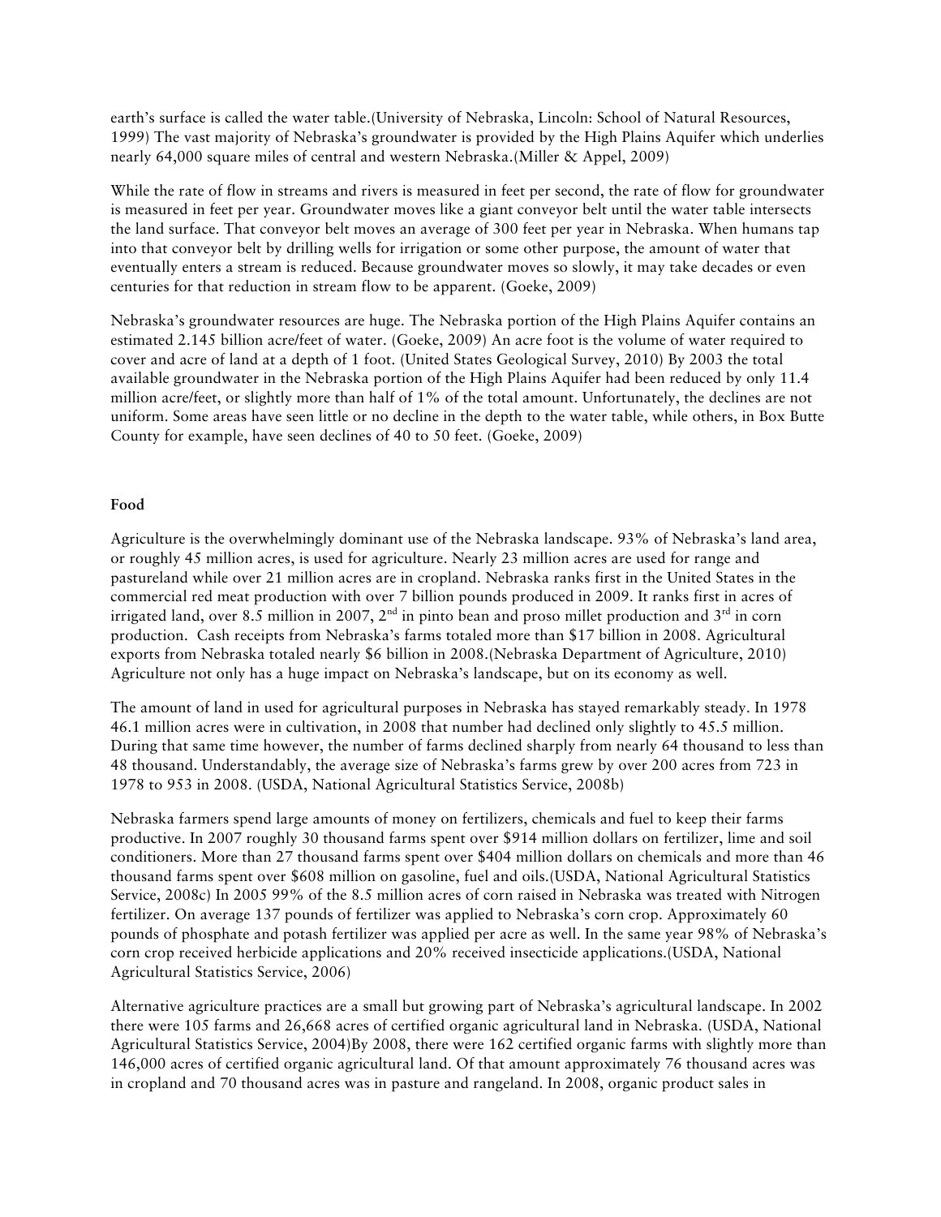earth's surface is called the water table.(University of Nebraska, Lincoln: School of Natural Resources, 1999) The vast majority of Nebraska's groundwater is provided by the High Plains Aquifer which underlies nearly 64,000 square miles of central and western Nebraska.(Miller & Appel, 2009)

While the rate of flow in streams and rivers is measured in feet per second, the rate of flow for groundwater is measured in feet per year. Groundwater moves like a giant conveyor belt until the water table intersects the land surface. That conveyor belt moves an average of 300 feet per year in Nebraska. When humans tap into that conveyor belt by drilling wells for irrigation or some other purpose, the amount of water that eventually enters a stream is reduced. Because groundwater moves so slowly, it may take decades or even centuries for that reduction in stream flow to be apparent. (Goeke, 2009)

Nebraska's groundwater resources are huge. The Nebraska portion of the High Plains Aquifer contains an estimated 2.145 billion acre/feet of water. (Goeke, 2009) An acre foot is the volume of water required to cover and acre of land at a depth of 1 foot. (United States Geological Survey, 2010) By 2003 the total available groundwater in the Nebraska portion of the High Plains Aquifer had been reduced by only 11.4 million acre/feet, or slightly more than half of 1% of the total amount. Unfortunately, the declines are not uniform. Some areas have seen little or no decline in the depth to the water table, while others, in Box Butte County for example, have seen declines of 40 to 50 feet. (Goeke, 2009)

**Food**

Agriculture is the overwhelmingly dominant use of the Nebraska landscape. 93% of Nebraska's land area, or roughly 45 million acres, is used for agriculture. Nearly 23 million acres are used for range and pastureland while over 21 million acres are in cropland. Nebraska ranks first in the United States in the commercial red meat production with over 7 billion pounds produced in 2009. It ranks first in acres of irrigated land, over 8.5 million in 2007, 2nd in pinto bean and proso millet production and 3rd in corn production. Cash receipts from Nebraska's farms totaled more than $17 billion in 2008. Agricultural exports from Nebraska totaled nearly $6 billion in 2008.(Nebraska Department of Agriculture, 2010) Agriculture not only has a huge impact on Nebraska's landscape, but on its economy as well.

The amount of land in used for agricultural purposes in Nebraska has stayed remarkably steady. In 1978 46.1 million acres were in cultivation, in 2008 that number had declined only slightly to 45.5 million. During that same time however, the number of farms declined sharply from nearly 64 thousand to less than 48 thousand. Understandably, the average size of Nebraska's farms grew by over 200 acres from 723 in 1978 to 953 in 2008. (USDA, National Agricultural Statistics Service, 2008b)

Nebraska farmers spend large amounts of money on fertilizers, chemicals and fuel to keep their farms productive. In 2007 roughly 30 thousand farms spent over $914 million dollars on fertilizer, lime and soil conditioners. More than 27 thousand farms spent over $404 million dollars on chemicals and more than 46 thousand farms spent over $608 million on gasoline, fuel and oils.(USDA, National Agricultural Statistics Service, 2008c) In 2005 99% of the 8.5 million acres of corn raised in Nebraska was treated with Nitrogen fertilizer. On average 137 pounds of fertilizer was applied to Nebraska's corn crop. Approximately 60 pounds of phosphate and potash fertilizer was applied per acre as well. In the same year 98% of Nebraska's corn crop received herbicide applications and 20% received insecticide applications.(USDA, National Agricultural Statistics Service, 2006)

Alternative agriculture practices are a small but growing part of Nebraska's agricultural landscape. In 2002 there were 105 farms and 26,668 acres of certified organic agricultural land in Nebraska. (USDA, National Agricultural Statistics Service, 2004)By 2008, there were 162 certified organic farms with slightly more than 146,000 acres of certified organic agricultural land. Of that amount approximately 76 thousand acres was in cropland and 70 thousand acres was in pasture and rangeland. In 2008, organic product sales in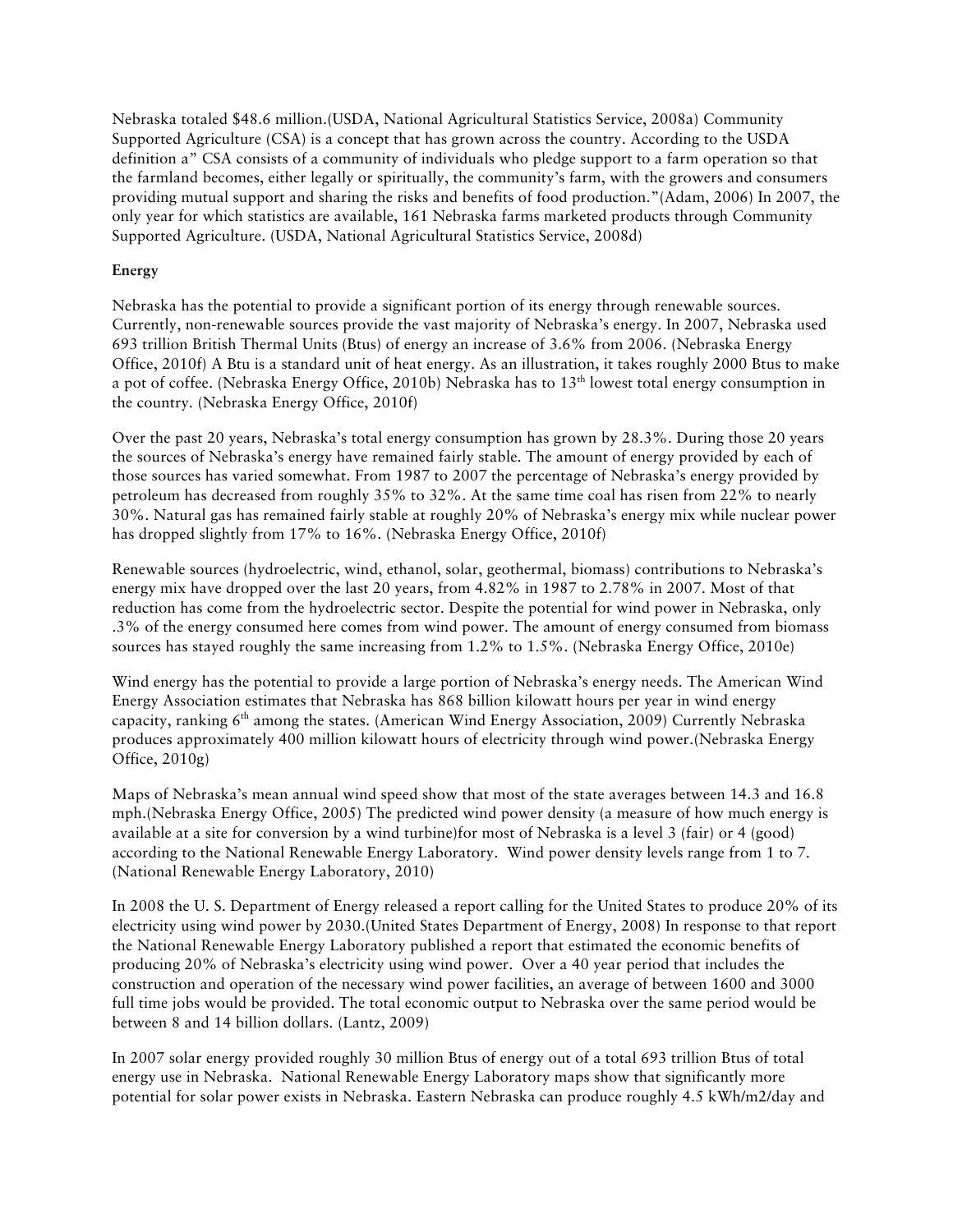Nebraska totaled $48.6 million.(USDA, National Agricultural Statistics Service, 2008a) Community Supported Agriculture (CSA) is a concept that has grown across the country. According to the USDA definition a" CSA consists of a community of individuals who pledge support to a farm operation so that the farmland becomes, either legally or spiritually, the community's farm, with the growers and consumers providing mutual support and sharing the risks and benefits of food production."(Adam, 2006) In 2007, the only year for which statistics are available, 161 Nebraska farms marketed products through Community Supported Agriculture. (USDA, National Agricultural Statistics Service, 2008d)

**Energy**

Nebraska has the potential to provide a significant portion of its energy through renewable sources. Currently, non-renewable sources provide the vast majority of Nebraska's energy. In 2007, Nebraska used 693 trillion British Thermal Units (Btus) of energy an increase of 3.6% from 2006. (Nebraska Energy Office, 2010f) A Btu is a standard unit of heat energy. As an illustration, it takes roughly 2000 Btus to make a pot of coffee. (Nebraska Energy Office, 2010b) Nebraska has to 13th lowest total energy consumption in the country. (Nebraska Energy Office, 2010f)

Over the past 20 years, Nebraska's total energy consumption has grown by 28.3%. During those 20 years the sources of Nebraska's energy have remained fairly stable. The amount of energy provided by each of those sources has varied somewhat. From 1987 to 2007 the percentage of Nebraska's energy provided by petroleum has decreased from roughly 35% to 32%. At the same time coal has risen from 22% to nearly 30%. Natural gas has remained fairly stable at roughly 20% of Nebraska's energy mix while nuclear power has dropped slightly from 17% to 16%. (Nebraska Energy Office, 2010f)

Renewable sources (hydroelectric, wind, ethanol, solar, geothermal, biomass) contributions to Nebraska's energy mix have dropped over the last 20 years, from 4.82% in 1987 to 2.78% in 2007. Most of that reduction has come from the hydroelectric sector. Despite the potential for wind power in Nebraska, only .3% of the energy consumed here comes from wind power. The amount of energy consumed from biomass sources has stayed roughly the same increasing from 1.2% to 1.5%. (Nebraska Energy Office, 2010e)

Wind energy has the potential to provide a large portion of Nebraska's energy needs. The American Wind Energy Association estimates that Nebraska has 868 billion kilowatt hours per year in wind energy capacity, ranking 6th among the states. (American Wind Energy Association, 2009) Currently Nebraska produces approximately 400 million kilowatt hours of electricity through wind power.(Nebraska Energy Office, 2010g)

Maps of Nebraska's mean annual wind speed show that most of the state averages between 14.3 and 16.8 mph.(Nebraska Energy Office, 2005) The predicted wind power density (a measure of how much energy is available at a site for conversion by a wind turbine)for most of Nebraska is a level 3 (fair) or 4 (good) according to the National Renewable Energy Laboratory. Wind power density levels range from 1 to 7. (National Renewable Energy Laboratory, 2010)

In 2008 the U. S. Department of Energy released a report calling for the United States to produce 20% of its electricity using wind power by 2030.(United States Department of Energy, 2008) In response to that report the National Renewable Energy Laboratory published a report that estimated the economic benefits of producing 20% of Nebraska's electricity using wind power. Over a 40 year period that includes the construction and operation of the necessary wind power facilities, an average of between 1600 and 3000 full time jobs would be provided. The total economic output to Nebraska over the same period would be between 8 and 14 billion dollars. (Lantz, 2009)

In 2007 solar energy provided roughly 30 million Btus of energy out of a total 693 trillion Btus of total energy use in Nebraska. National Renewable Energy Laboratory maps show that significantly more potential for solar power exists in Nebraska. Eastern Nebraska can produce roughly 4.5 kWh/m2/day and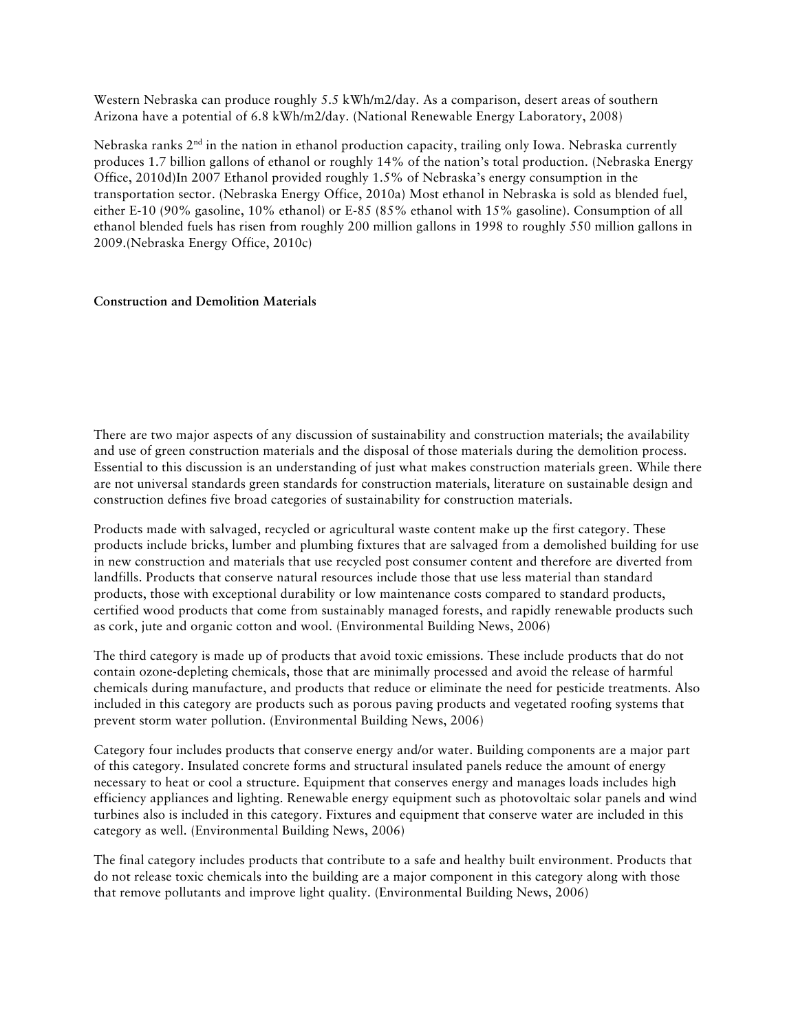Western Nebraska can produce roughly 5.5 kWh/m2/day. As a comparison, desert areas of southern Arizona have a potential of 6.8 kWh/m2/day. (National Renewable Energy Laboratory, 2008)

Nebraska ranks 2nd in the nation in ethanol production capacity, trailing only Iowa. Nebraska currently produces 1.7 billion gallons of ethanol or roughly 14% of the nation's total production. (Nebraska Energy Office, 2010d)In 2007 Ethanol provided roughly 1.5% of Nebraska's energy consumption in the transportation sector. (Nebraska Energy Office, 2010a) Most ethanol in Nebraska is sold as blended fuel, either E-10 (90% gasoline, 10% ethanol) or E-85 (85% ethanol with 15% gasoline). Consumption of all ethanol blended fuels has risen from roughly 200 million gallons in 1998 to roughly 550 million gallons in 2009.(Nebraska Energy Office, 2010c)

**Construction and Demolition Materials**

There are two major aspects of any discussion of sustainability and construction materials; the availability and use of green construction materials and the disposal of those materials during the demolition process. Essential to this discussion is an understanding of just what makes construction materials green. While there are not universal standards green standards for construction materials, literature on sustainable design and construction defines five broad categories of sustainability for construction materials.

Products made with salvaged, recycled or agricultural waste content make up the first category. These products include bricks, lumber and plumbing fixtures that are salvaged from a demolished building for use in new construction and materials that use recycled post consumer content and therefore are diverted from landfills. Products that conserve natural resources include those that use less material than standard products, those with exceptional durability or low maintenance costs compared to standard products, certified wood products that come from sustainably managed forests, and rapidly renewable products such as cork, jute and organic cotton and wool. (Environmental Building News, 2006)

The third category is made up of products that avoid toxic emissions. These include products that do not contain ozone-depleting chemicals, those that are minimally processed and avoid the release of harmful chemicals during manufacture, and products that reduce or eliminate the need for pesticide treatments. Also included in this category are products such as porous paving products and vegetated roofing systems that prevent storm water pollution. (Environmental Building News, 2006)

Category four includes products that conserve energy and/or water. Building components are a major part of this category. Insulated concrete forms and structural insulated panels reduce the amount of energy necessary to heat or cool a structure. Equipment that conserves energy and manages loads includes high efficiency appliances and lighting. Renewable energy equipment such as photovoltaic solar panels and wind turbines also is included in this category. Fixtures and equipment that conserve water are included in this category as well. (Environmental Building News, 2006)

The final category includes products that contribute to a safe and healthy built environment. Products that do not release toxic chemicals into the building are a major component in this category along with those that remove pollutants and improve light quality. (Environmental Building News, 2006)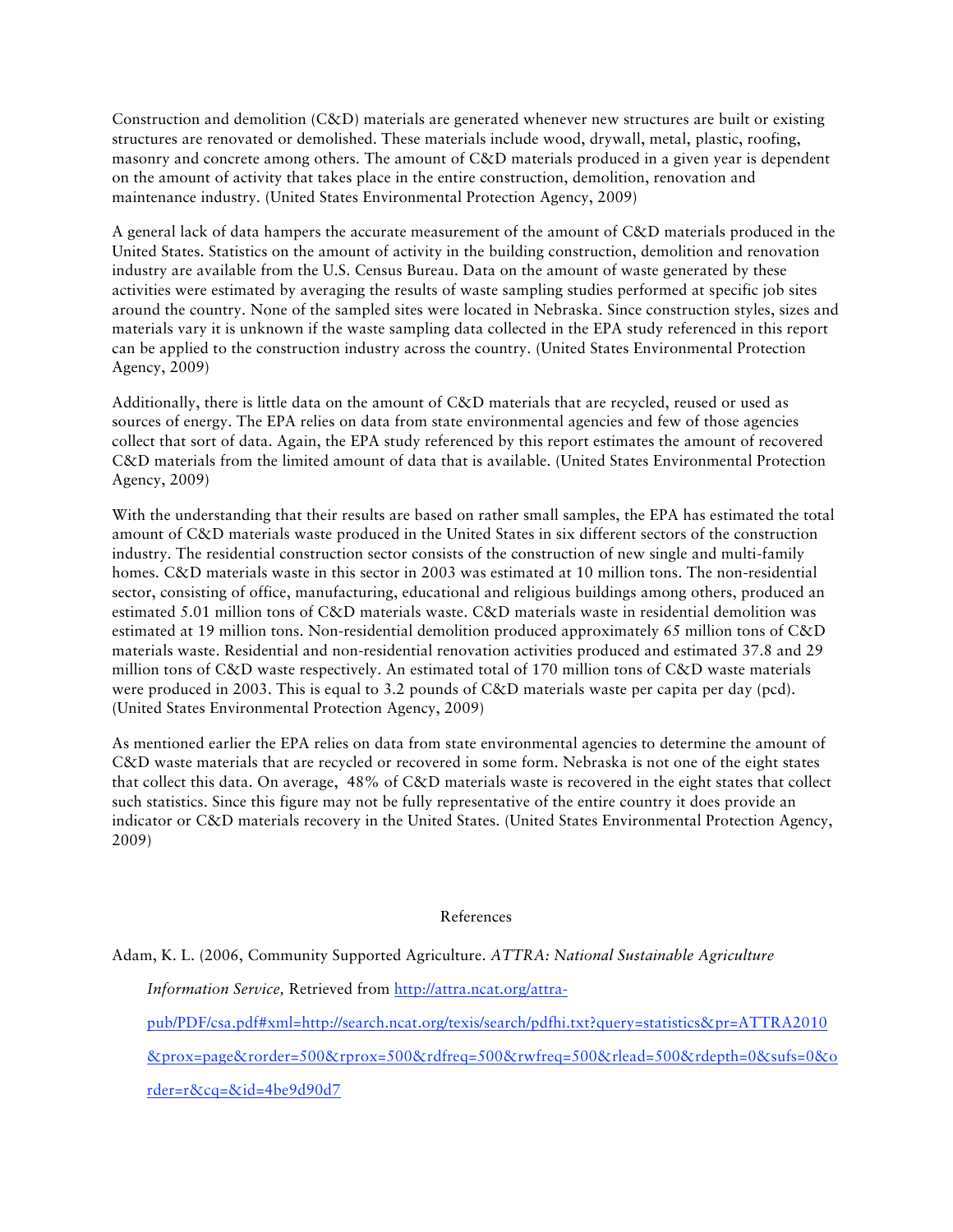Construction and demolition (C&D) materials are generated whenever new structures are built or existing structures are renovated or demolished. These materials include wood, drywall, metal, plastic, roofing, masonry and concrete among others. The amount of C&D materials produced in a given year is dependent on the amount of activity that takes place in the entire construction, demolition, renovation and maintenance industry. (United States Environmental Protection Agency, 2009)

A general lack of data hampers the accurate measurement of the amount of C&D materials produced in the United States. Statistics on the amount of activity in the building construction, demolition and renovation industry are available from the U.S. Census Bureau. Data on the amount of waste generated by these activities were estimated by averaging the results of waste sampling studies performed at specific job sites around the country. None of the sampled sites were located in Nebraska. Since construction styles, sizes and materials vary it is unknown if the waste sampling data collected in the EPA study referenced in this report can be applied to the construction industry across the country. (United States Environmental Protection Agency, 2009)

Additionally, there is little data on the amount of C&D materials that are recycled, reused or used as sources of energy. The EPA relies on data from state environmental agencies and few of those agencies collect that sort of data. Again, the EPA study referenced by this report estimates the amount of recovered C&D materials from the limited amount of data that is available. (United States Environmental Protection Agency, 2009)

With the understanding that their results are based on rather small samples, the EPA has estimated the total amount of C&D materials waste produced in the United States in six different sectors of the construction industry. The residential construction sector consists of the construction of new single and multi-family homes. C&D materials waste in this sector in 2003 was estimated at 10 million tons. The non-residential sector, consisting of office, manufacturing, educational and religious buildings among others, produced an estimated 5.01 million tons of C&D materials waste. C&D materials waste in residential demolition was estimated at 19 million tons. Non-residential demolition produced approximately 65 million tons of C&D materials waste. Residential and non-residential renovation activities produced and estimated 37.8 and 29 million tons of C&D waste respectively. An estimated total of 170 million tons of C&D waste materials were produced in 2003. This is equal to 3.2 pounds of C&D materials waste per capita per day (pcd). (United States Environmental Protection Agency, 2009)

As mentioned earlier the EPA relies on data from state environmental agencies to determine the amount of C&D waste materials that are recycled or recovered in some form. Nebraska is not one of the eight states that collect this data. On average, 48% of C&D materials waste is recovered in the eight states that collect such statistics. Since this figure may not be fully representative of the entire country it does provide an indicator or C&D materials recovery in the United States. (United States Environmental Protection Agency, 2009)

## References

Adam, K. L. (2006, Community Supported Agriculture. *ATTRA: National Sustainable Agriculture Information Service,* Retrieved from http://attra.ncat.org/attra-pub/PDF/csa.pdf#xml=http://search.ncat.org/texis/search/pdfhi.txt?query=statistics&pr=ATTRA2010&prox=page&rorder=500&rprox=500&rdfreq=500&rwfreq=500&rlead=500&rdepth=0&sufs=0&order=r&cq=&id=4be9d90d7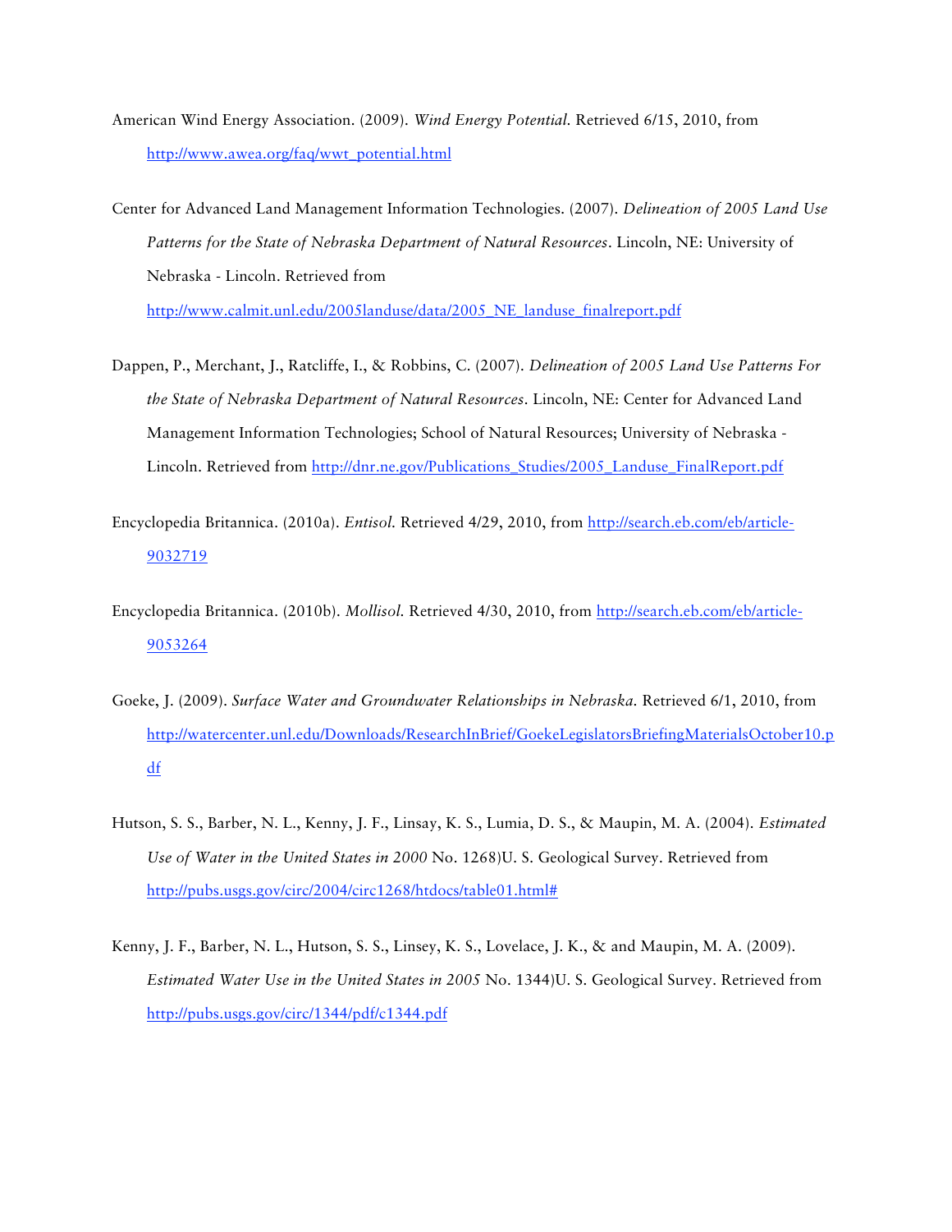American Wind Energy Association. (2009). *Wind Energy Potential.* Retrieved 6/15, 2010, from http://www.awea.org/faq/wwt_potential.html

Center for Advanced Land Management Information Technologies. (2007). *Delineation of 2005 Land Use Patterns for the State of Nebraska Department of Natural Resources*. Lincoln, NE: University of Nebraska - Lincoln. Retrieved from http://www.calmit.unl.edu/2005landuse/data/2005_NE_landuse_finalreport.pdf

Dappen, P., Merchant, J., Ratcliffe, I., & Robbins, C. (2007). *Delineation of 2005 Land Use Patterns For the State of Nebraska Department of Natural Resources*. Lincoln, NE: Center for Advanced Land Management Information Technologies; School of Natural Resources; University of Nebraska - Lincoln. Retrieved from http://dnr.ne.gov/Publications_Studies/2005_Landuse_FinalReport.pdf

Encyclopedia Britannica. (2010a). *Entisol.* Retrieved 4/29, 2010, from http://search.eb.com/eb/article-9032719

Encyclopedia Britannica. (2010b). *Mollisol.* Retrieved 4/30, 2010, from http://search.eb.com/eb/article-9053264

Goeke, J. (2009). *Surface Water and Groundwater Relationships in Nebraska.* Retrieved 6/1, 2010, from http://watercenter.unl.edu/Downloads/ResearchInBrief/GoekeLegislatorsBriefingMaterialsOctober10.pdf

Hutson, S. S., Barber, N. L., Kenny, J. F., Linsay, K. S., Lumia, D. S., & Maupin, M. A. (2004). *Estimated Use of Water in the United States in 2000* No. 1268)U. S. Geological Survey. Retrieved from http://pubs.usgs.gov/circ/2004/circ1268/htdocs/table01.html#

Kenny, J. F., Barber, N. L., Hutson, S. S., Linsey, K. S., Lovelace, J. K., & and Maupin, M. A. (2009). *Estimated Water Use in the United States in 2005* No. 1344)U. S. Geological Survey. Retrieved from http://pubs.usgs.gov/circ/1344/pdf/c1344.pdf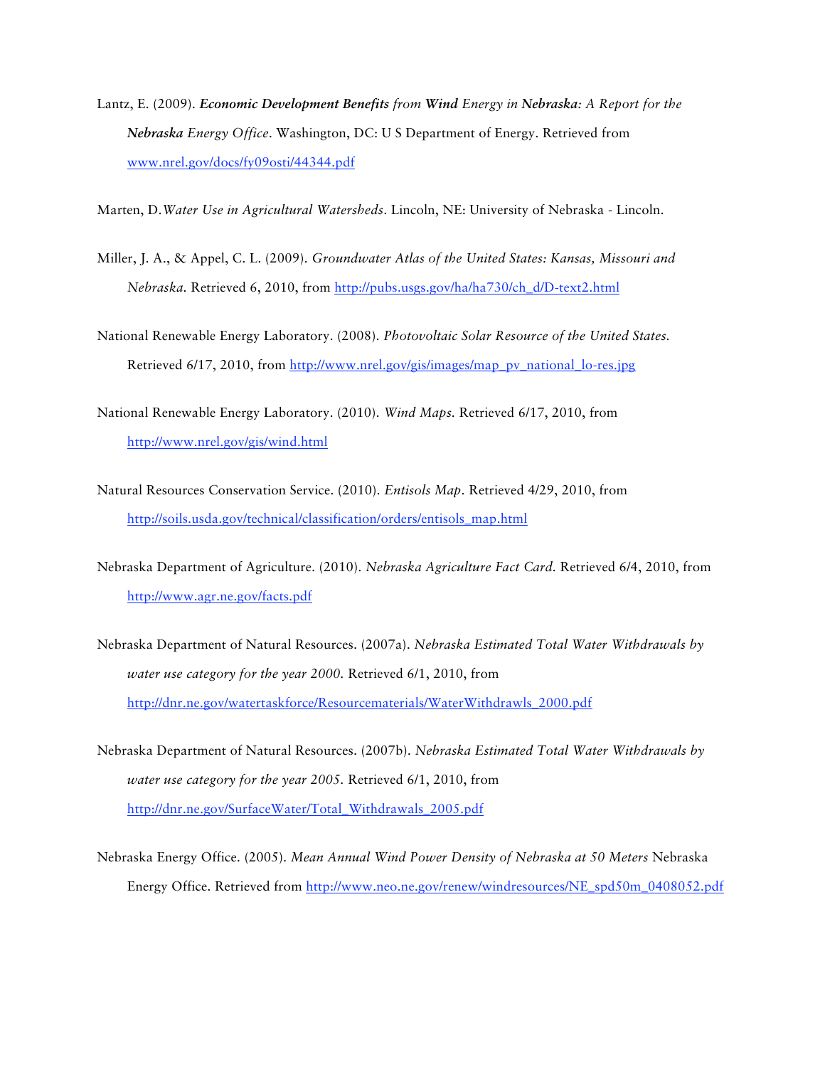Lantz, E. (2009). ***Economic Development Benefits*** *from* ***Wind*** *Energy in* ***Nebraska****: A Report for the* ***Nebraska*** *Energy Office*. Washington, DC: U S Department of Energy. Retrieved from www.nrel.gov/docs/fy09osti/44344.pdf

Marten, D.*Water Use in Agricultural Watersheds*. Lincoln, NE: University of Nebraska - Lincoln.

Miller, J. A., & Appel, C. L. (2009). *Groundwater Atlas of the United States: Kansas, Missouri and Nebraska*. Retrieved 6, 2010, from http://pubs.usgs.gov/ha/ha730/ch_d/D-text2.html

National Renewable Energy Laboratory. (2008). *Photovoltaic Solar Resource of the United States.* Retrieved 6/17, 2010, from http://www.nrel.gov/gis/images/map_pv_national_lo-res.jpg

National Renewable Energy Laboratory. (2010). *Wind Maps.* Retrieved 6/17, 2010, from http://www.nrel.gov/gis/wind.html

Natural Resources Conservation Service. (2010). *Entisols Map*. Retrieved 4/29, 2010, from http://soils.usda.gov/technical/classification/orders/entisols_map.html

Nebraska Department of Agriculture. (2010). *Nebraska Agriculture Fact Card*. Retrieved 6/4, 2010, from http://www.agr.ne.gov/facts.pdf

Nebraska Department of Natural Resources. (2007a). *Nebraska Estimated Total Water Withdrawals by water use category for the year 2000.* Retrieved 6/1, 2010, from http://dnr.ne.gov/watertaskforce/Resourcematerials/WaterWithdrawls_2000.pdf

Nebraska Department of Natural Resources. (2007b). *Nebraska Estimated Total Water Withdrawals by water use category for the year 2005.* Retrieved 6/1, 2010, from http://dnr.ne.gov/SurfaceWater/Total_Withdrawals_2005.pdf

Nebraska Energy Office. (2005). *Mean Annual Wind Power Density of Nebraska at 50 Meters* Nebraska Energy Office. Retrieved from http://www.neo.ne.gov/renew/windresources/NE_spd50m_0408052.pdf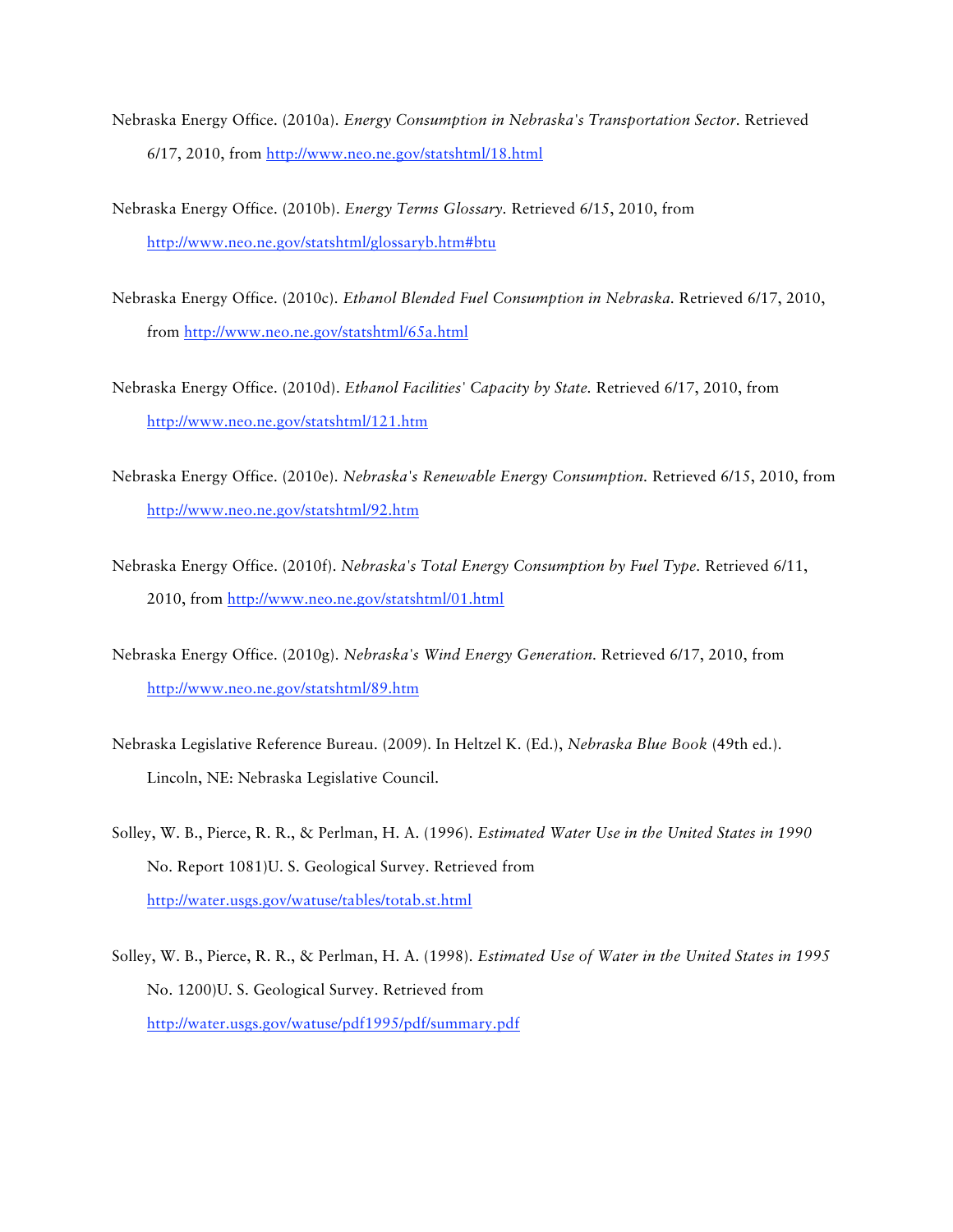Nebraska Energy Office. (2010a). *Energy Consumption in Nebraska's Transportation Sector*. Retrieved 6/17, 2010, from http://www.neo.ne.gov/statshtml/18.html

Nebraska Energy Office. (2010b). *Energy Terms Glossary*. Retrieved 6/15, 2010, from http://www.neo.ne.gov/statshtml/glossaryb.htm#btu

Nebraska Energy Office. (2010c). *Ethanol Blended Fuel Consumption in Nebraska*. Retrieved 6/17, 2010, from http://www.neo.ne.gov/statshtml/65a.html

Nebraska Energy Office. (2010d). *Ethanol Facilities' Capacity by State*. Retrieved 6/17, 2010, from http://www.neo.ne.gov/statshtml/121.htm

Nebraska Energy Office. (2010e). *Nebraska's Renewable Energy Consumption*. Retrieved 6/15, 2010, from http://www.neo.ne.gov/statshtml/92.htm

Nebraska Energy Office. (2010f). *Nebraska's Total Energy Consumption by Fuel Type*. Retrieved 6/11, 2010, from http://www.neo.ne.gov/statshtml/01.html

Nebraska Energy Office. (2010g). *Nebraska's Wind Energy Generation*. Retrieved 6/17, 2010, from http://www.neo.ne.gov/statshtml/89.htm

Nebraska Legislative Reference Bureau. (2009). In Heltzel K. (Ed.), *Nebraska Blue Book* (49th ed.). Lincoln, NE: Nebraska Legislative Council.

Solley, W. B., Pierce, R. R., & Perlman, H. A. (1996). *Estimated Water Use in the United States in 1990* No. Report 1081)U. S. Geological Survey. Retrieved from http://water.usgs.gov/watuse/tables/totab.st.html

Solley, W. B., Pierce, R. R., & Perlman, H. A. (1998). *Estimated Use of Water in the United States in 1995* No. 1200)U. S. Geological Survey. Retrieved from http://water.usgs.gov/watuse/pdf1995/pdf/summary.pdf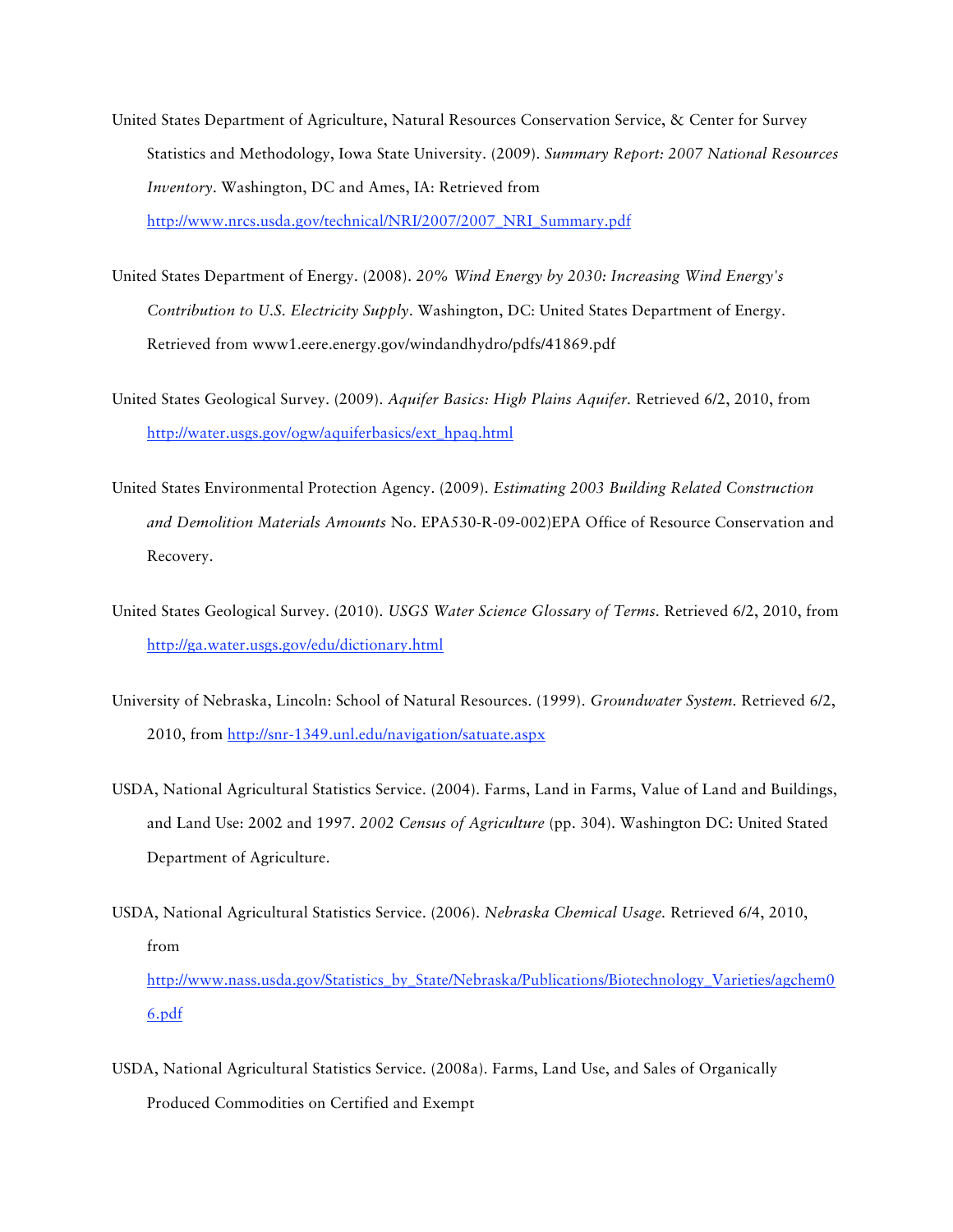United States Department of Agriculture, Natural Resources Conservation Service, & Center for Survey Statistics and Methodology, Iowa State University. (2009). *Summary Report: 2007 National Resources Inventory*. Washington, DC and Ames, IA: Retrieved from http://www.nrcs.usda.gov/technical/NRI/2007/2007_NRI_Summary.pdf

United States Department of Energy. (2008). *20% Wind Energy by 2030: Increasing Wind Energy's Contribution to U.S. Electricity Supply*. Washington, DC: United States Department of Energy. Retrieved from www1.eere.energy.gov/windandhydro/pdfs/41869.pdf

United States Geological Survey. (2009). *Aquifer Basics: High Plains Aquifer*. Retrieved 6/2, 2010, from http://water.usgs.gov/ogw/aquiferbasics/ext_hpaq.html

United States Environmental Protection Agency. (2009). *Estimating 2003 Building Related Construction and Demolition Materials Amounts* No. EPA530-R-09-002)EPA Office of Resource Conservation and Recovery.

United States Geological Survey. (2010). *USGS Water Science Glossary of Terms*. Retrieved 6/2, 2010, from http://ga.water.usgs.gov/edu/dictionary.html

University of Nebraska, Lincoln: School of Natural Resources. (1999). *Groundwater System*. Retrieved 6/2, 2010, from http://snr-1349.unl.edu/navigation/satuate.aspx

USDA, National Agricultural Statistics Service. (2004). Farms, Land in Farms, Value of Land and Buildings, and Land Use: 2002 and 1997. *2002 Census of Agriculture* (pp. 304). Washington DC: United Stated Department of Agriculture.

USDA, National Agricultural Statistics Service. (2006). *Nebraska Chemical Usage*. Retrieved 6/4, 2010, from http://www.nass.usda.gov/Statistics_by_State/Nebraska/Publications/Biotechnology_Varieties/agchem06.pdf

USDA, National Agricultural Statistics Service. (2008a). Farms, Land Use, and Sales of Organically Produced Commodities on Certified and Exempt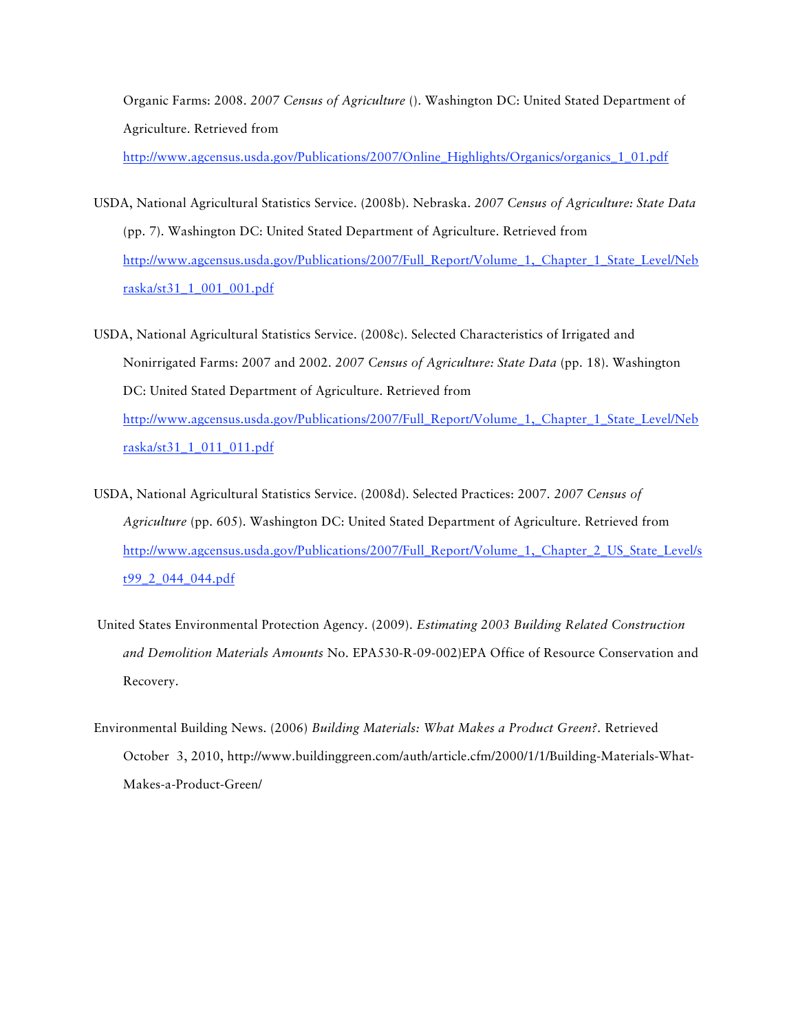Organic Farms: 2008. *2007 Census of Agriculture* (). Washington DC: United Stated Department of Agriculture. Retrieved from http://www.agcensus.usda.gov/Publications/2007/Online_Highlights/Organics/organics_1_01.pdf

USDA, National Agricultural Statistics Service. (2008b). Nebraska. *2007 Census of Agriculture: State Data* (pp. 7). Washington DC: United Stated Department of Agriculture. Retrieved from http://www.agcensus.usda.gov/Publications/2007/Full_Report/Volume_1,_Chapter_1_State_Level/Nebraska/st31_1_001_001.pdf

USDA, National Agricultural Statistics Service. (2008c). Selected Characteristics of Irrigated and Nonirrigated Farms: 2007 and 2002. *2007 Census of Agriculture: State Data* (pp. 18). Washington DC: United Stated Department of Agriculture. Retrieved from http://www.agcensus.usda.gov/Publications/2007/Full_Report/Volume_1,_Chapter_1_State_Level/Nebraska/st31_1_011_011.pdf

USDA, National Agricultural Statistics Service. (2008d). Selected Practices: 2007. *2007 Census of Agriculture* (pp. 605). Washington DC: United Stated Department of Agriculture. Retrieved from http://www.agcensus.usda.gov/Publications/2007/Full_Report/Volume_1,_Chapter_2_US_State_Level/st99_2_044_044.pdf

United States Environmental Protection Agency. (2009). *Estimating 2003 Building Related Construction and Demolition Materials Amounts* No. EPA530-R-09-002)EPA Office of Resource Conservation and Recovery.

Environmental Building News. (2006) *Building Materials: What Makes a Product Green?*. Retrieved October 3, 2010, http://www.buildinggreen.com/auth/article.cfm/2000/1/1/Building-Materials-What-Makes-a-Product-Green/